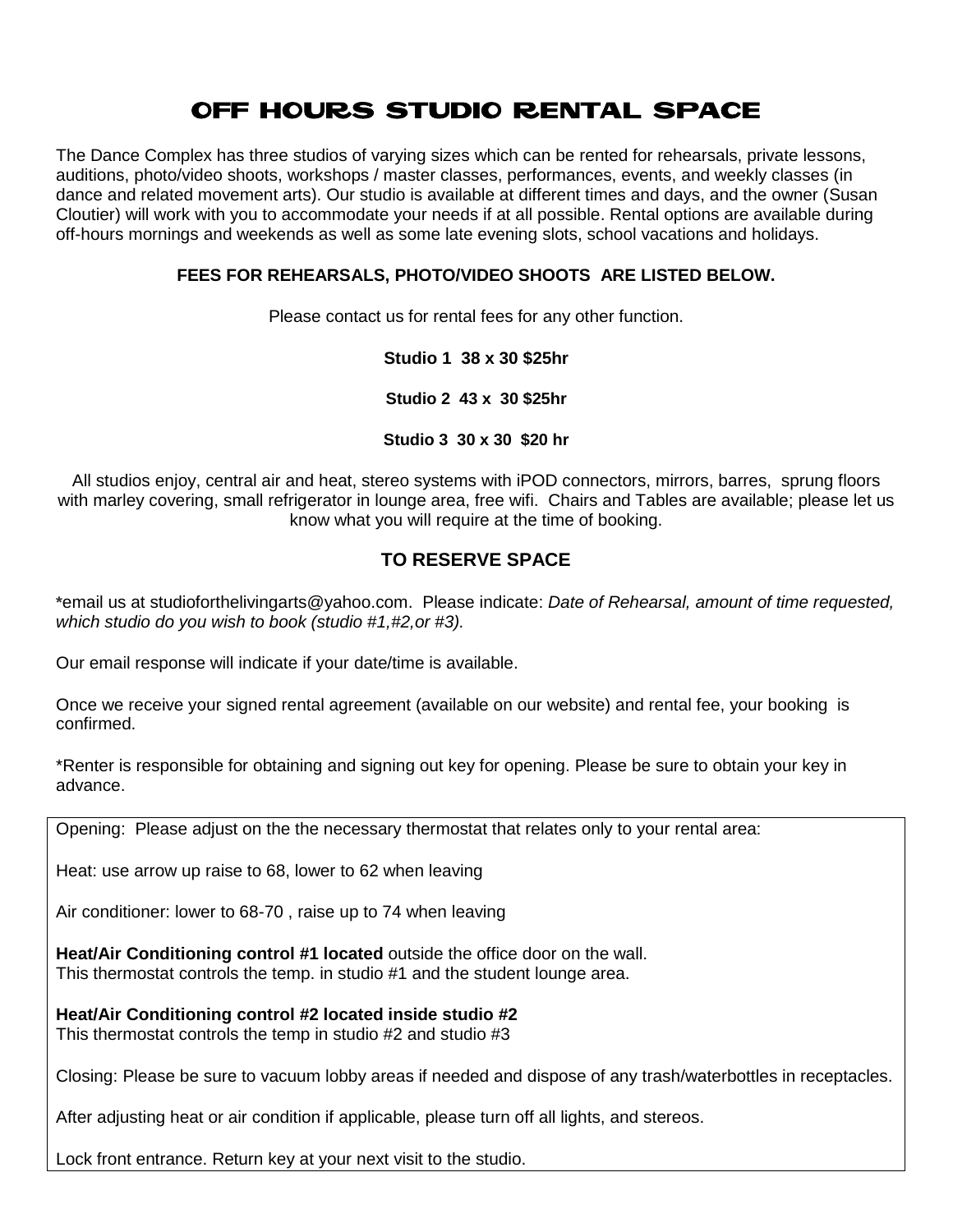# OFF HOURS STUDIO RENTAL SPACE

The Dance Complex has three studios of varying sizes which can be rented for rehearsals, private lessons, auditions, photo/video shoots, workshops / master classes, performances, events, and weekly classes (in dance and related movement arts). Our studio is available at different times and days, and the owner (Susan Cloutier) will work with you to accommodate your needs if at all possible. Rental options are available during off-hours mornings and weekends as well as some late evening slots, school vacations and holidays.

**FEES FOR REHEARSALS, PHOTO/VIDEO SHOOTS ARE LISTED BELOW.**

Please contact us for rental fees for any other function.

**Studio 1 38 x 30 $25hr**

**Studio 2 43 x 30 $25hr**

**Studio 3 30 x 30 $20 hr**

All studios enjoy, central air and heat, stereo systems with iPOD connectors, mirrors, barres, sprung floors with marley covering, small refrigerator in lounge area, free wifi. Chairs and Tables are available; please let us know what you will require at the time of booking.

## TO RESERVE SPACE

*email us at studioforthelivingarts@yahoo.com. Please indicate: *Date of Rehearsal, amount of time requested, which studio do you wish to book (studio #1,#2,or #3).*

Our email response will indicate if your date/time is available.

Once we receive your signed rental agreement (available on our website) and rental fee, your booking is confirmed.

*Renter is responsible for obtaining and signing out key for opening. Please be sure to obtain your key in advance.

Opening: Please adjust on the the necessary thermostat that relates only to your rental area:

Heat: use arrow up raise to 68, lower to 62 when leaving

Air conditioner: lower to 68-70 , raise up to 74 when leaving

**Heat/Air Conditioning control #1 located** outside the office door on the wall.
This thermostat controls the temp. in studio #1 and the student lounge area.

**Heat/Air Conditioning control #2 located inside studio #2**
This thermostat controls the temp in studio #2 and studio #3

Closing: Please be sure to vacuum lobby areas if needed and dispose of any trash/waterbottles in receptacles.

After adjusting heat or air condition if applicable, please turn off all lights, and stereos.

Lock front entrance. Return key at your next visit to the studio.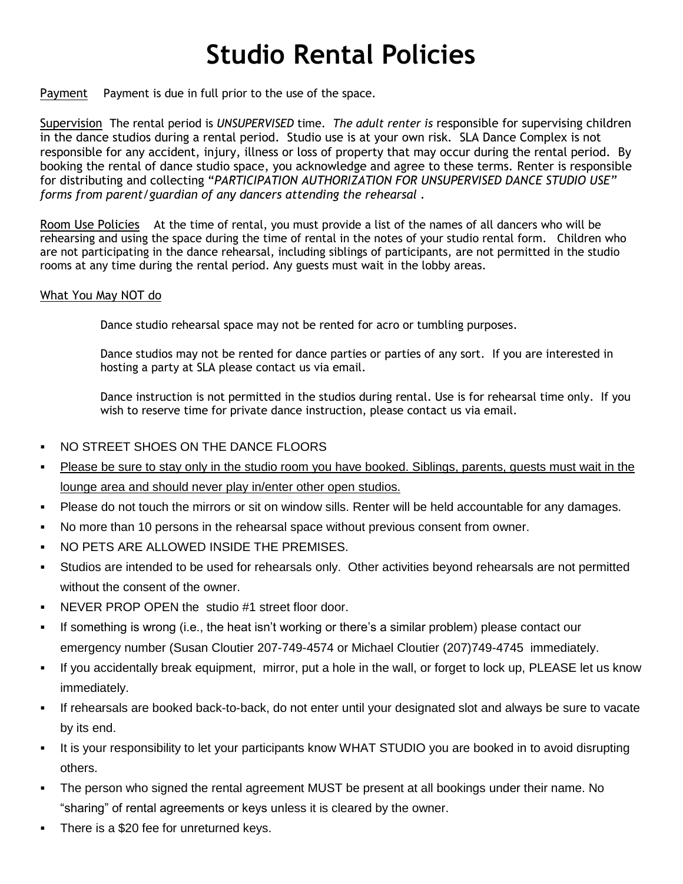# Studio Rental Policies

Payment    Payment is due in full prior to the use of the space.

Supervision  The rental period is *UNSUPERVISED* time.  *The adult renter is* responsible for supervising children in the dance studios during a rental period.  Studio use is at your own risk.  SLA Dance Complex is not responsible for any accident, injury, illness or loss of property that may occur during the rental period.  By booking the rental of dance studio space, you acknowledge and agree to these terms. Renter is responsible for distributing and collecting "*PARTICIPATION AUTHORIZATION FOR UNSUPERVISED DANCE STUDIO USE" forms from parent/guardian of any dancers attending the rehearsal* .

Room Use Policies    At the time of rental, you must provide a list of the names of all dancers who will be rehearsing and using the space during the time of rental in the notes of your studio rental form.   Children who are not participating in the dance rehearsal, including siblings of participants, are not permitted in the studio rooms at any time during the rental period. Any guests must wait in the lobby areas.

What You May NOT do

Dance studio rehearsal space may not be rented for acro or tumbling purposes.

Dance studios may not be rented for dance parties or parties of any sort.  If you are interested in hosting a party at SLA please contact us via email.

Dance instruction is not permitted in the studios during rental. Use is for rehearsal time only.  If you wish to reserve time for private dance instruction, please contact us via email.

- NO STREET SHOES ON THE DANCE FLOORS
- Please be sure to stay only in the studio room you have booked. Siblings, parents, guests must wait in the lounge area and should never play in/enter other open studios.
- Please do not touch the mirrors or sit on window sills. Renter will be held accountable for any damages.
- No more than 10 persons in the rehearsal space without previous consent from owner.
- NO PETS ARE ALLOWED INSIDE THE PREMISES.
- Studios are intended to be used for rehearsals only.  Other activities beyond rehearsals are not permitted without the consent of the owner.
- NEVER PROP OPEN the  studio #1 street floor door.
- If something is wrong (i.e., the heat isn't working or there's a similar problem) please contact our emergency number (Susan Cloutier 207-749-4574 or Michael Cloutier (207)749-4745  immediately.
- If you accidentally break equipment,  mirror, put a hole in the wall, or forget to lock up, PLEASE let us know immediately.
- If rehearsals are booked back-to-back, do not enter until your designated slot and always be sure to vacate by its end.
- It is your responsibility to let your participants know WHAT STUDIO you are booked in to avoid disrupting others.
- The person who signed the rental agreement MUST be present at all bookings under their name. No "sharing" of rental agreements or keys unless it is cleared by the owner.
- There is a $20 fee for unreturned keys.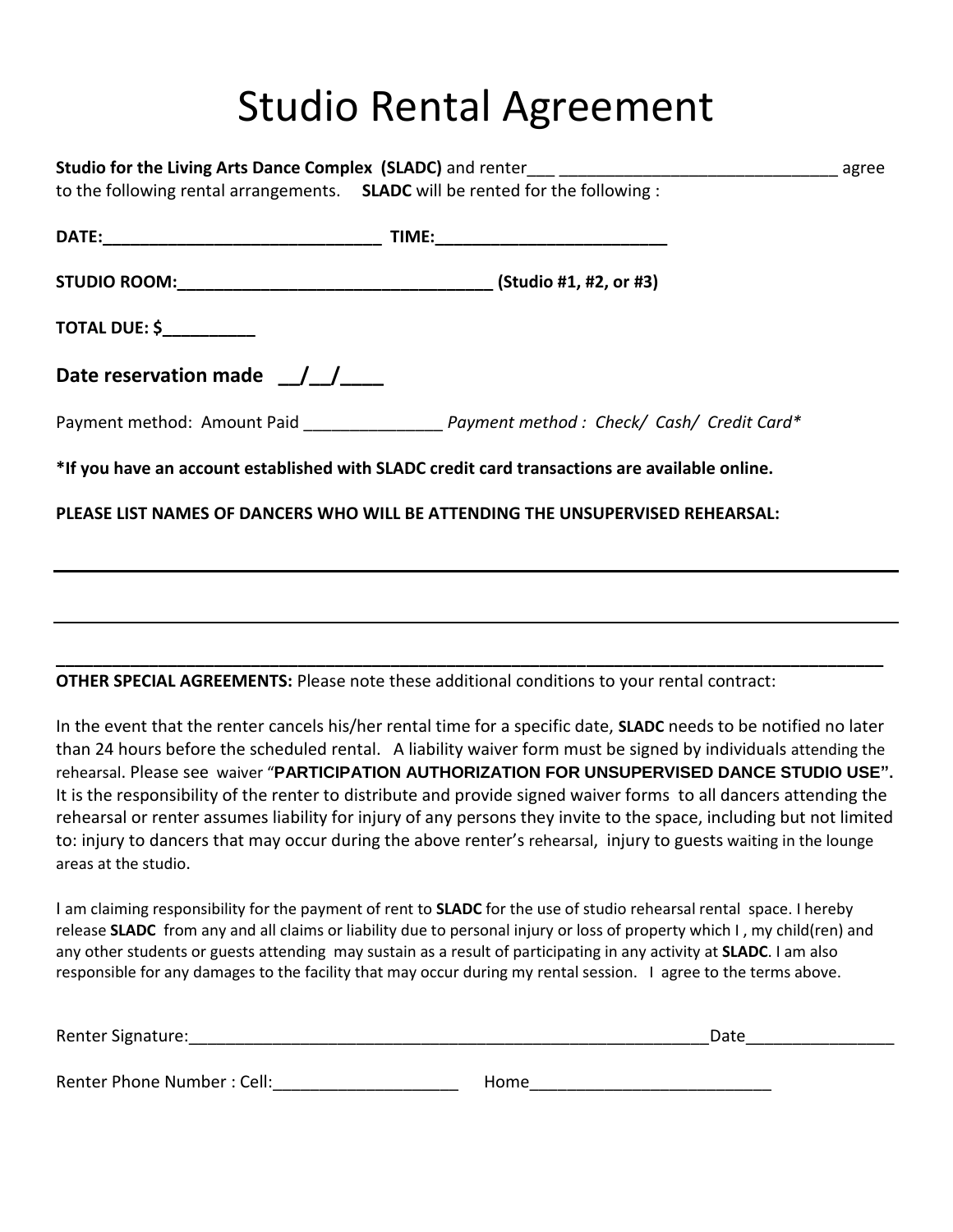# Studio Rental Agreement

**Studio for the Living Arts Dance Complex (SLADC)** and renter___ ______________________________ agree to the following rental arrangements. **SLADC** will be rented for the following :

**DATE:______________________________ TIME:_________________________**

**STUDIO ROOM:__________________________________ (Studio #1, #2, or #3)**

**TOTAL DUE: $__________**

**Date reservation made \_\_/\_\_/\_\_\_\_**

Payment method: Amount Paid _______________ *Payment method : Check/ Cash/ Credit Card**

**\*If you have an account established with SLADC credit card transactions are available online.**

**PLEASE LIST NAMES OF DANCERS WHO WILL BE ATTENDING THE UNSUPERVISED REHEARSAL:**

_____________________________________________________________________________________

_____________________________________________________________________________________

_____________________________________________________________________________________

**OTHER SPECIAL AGREEMENTS:** Please note these additional conditions to your rental contract:

In the event that the renter cancels his/her rental time for a specific date, **SLADC** needs to be notified no later than 24 hours before the scheduled rental. A liability waiver form must be signed by individuals attending the rehearsal. Please see waiver "**PARTICIPATION AUTHORIZATION FOR UNSUPERVISED DANCE STUDIO USE".** It is the responsibility of the renter to distribute and provide signed waiver forms to all dancers attending the rehearsal or renter assumes liability for injury of any persons they invite to the space, including but not limited to: injury to dancers that may occur during the above renter's rehearsal, injury to guests waiting in the lounge areas at the studio.

I am claiming responsibility for the payment of rent to **SLADC** for the use of studio rehearsal rental space. I hereby release **SLADC** from any and all claims or liability due to personal injury or loss of property which I , my child(ren) and any other students or guests attending may sustain as a result of participating in any activity at **SLADC**. I am also responsible for any damages to the facility that may occur during my rental session. I agree to the terms above.

Renter Signature:__________________________________________________________Date________________

Renter Phone Number : Cell:____________________ Home__________________________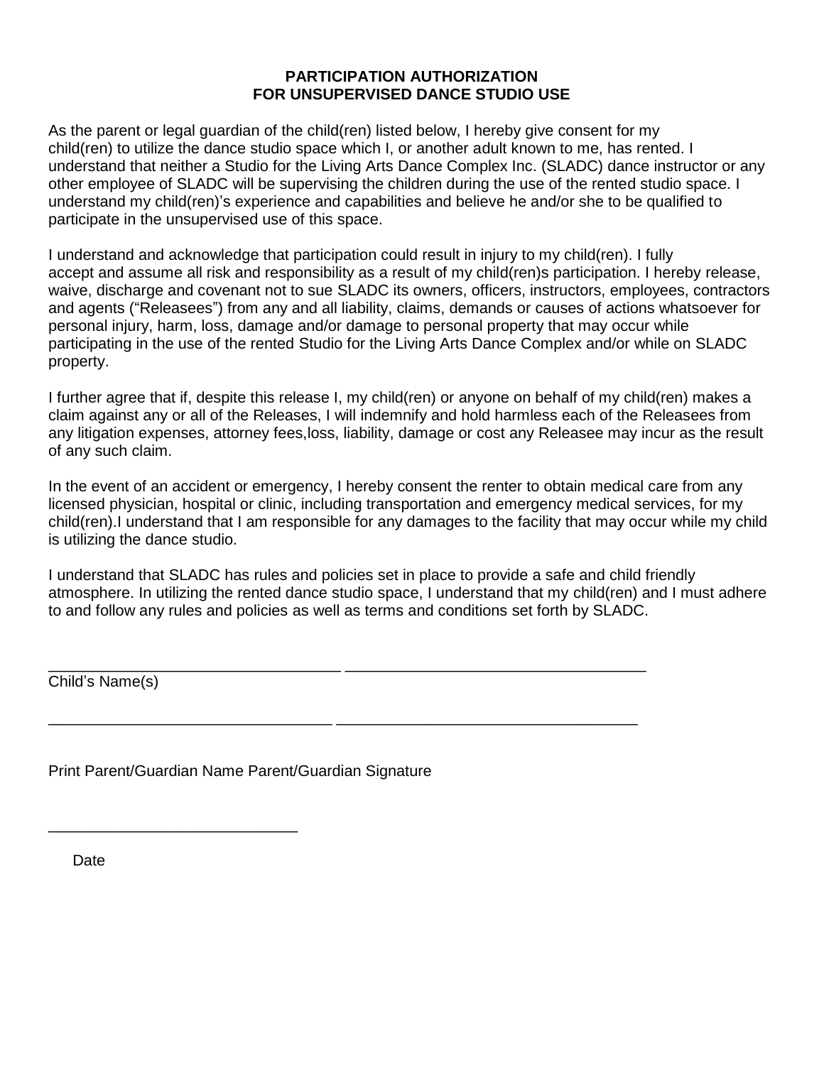**PARTICIPATION AUTHORIZATION**
**FOR UNSUPERVISED DANCE STUDIO USE**

As the parent or legal guardian of the child(ren) listed below, I hereby give consent for my child(ren) to utilize the dance studio space which I, or another adult known to me, has rented. I understand that neither a Studio for the Living Arts Dance Complex Inc. (SLADC) dance instructor or any other employee of SLADC will be supervising the children during the use of the rented studio space. I understand my child(ren)'s experience and capabilities and believe he and/or she to be qualified to participate in the unsupervised use of this space.

I understand and acknowledge that participation could result in injury to my child(ren). I fully accept and assume all risk and responsibility as a result of my child(ren)s participation. I hereby release, waive, discharge and covenant not to sue SLADC its owners, officers, instructors, employees, contractors and agents ("Releasees") from any and all liability, claims, demands or causes of actions whatsoever for personal injury, harm, loss, damage and/or damage to personal property that may occur while participating in the use of the rented Studio for the Living Arts Dance Complex and/or while on SLADC property.

I further agree that if, despite this release I, my child(ren) or anyone on behalf of my child(ren) makes a claim against any or all of the Releases, I will indemnify and hold harmless each of the Releasees from any litigation expenses, attorney fees,loss, liability, damage or cost any Releasee may incur as the result of any such claim.

In the event of an accident or emergency, I hereby consent the renter to obtain medical care from any licensed physician, hospital or clinic, including transportation and emergency medical services, for my child(ren).I understand that I am responsible for any damages to the facility that may occur while my child is utilizing the dance studio.

I understand that SLADC has rules and policies set in place to provide a safe and child friendly atmosphere. In utilizing the rented dance studio space, I understand that my child(ren) and I must adhere to and follow any rules and policies as well as terms and conditions set forth by SLADC.

_________________________________ _________________________________
Child's Name(s)

_________________________________ _________________________________

Print Parent/Guardian Name Parent/Guardian Signature

____________________________

Date